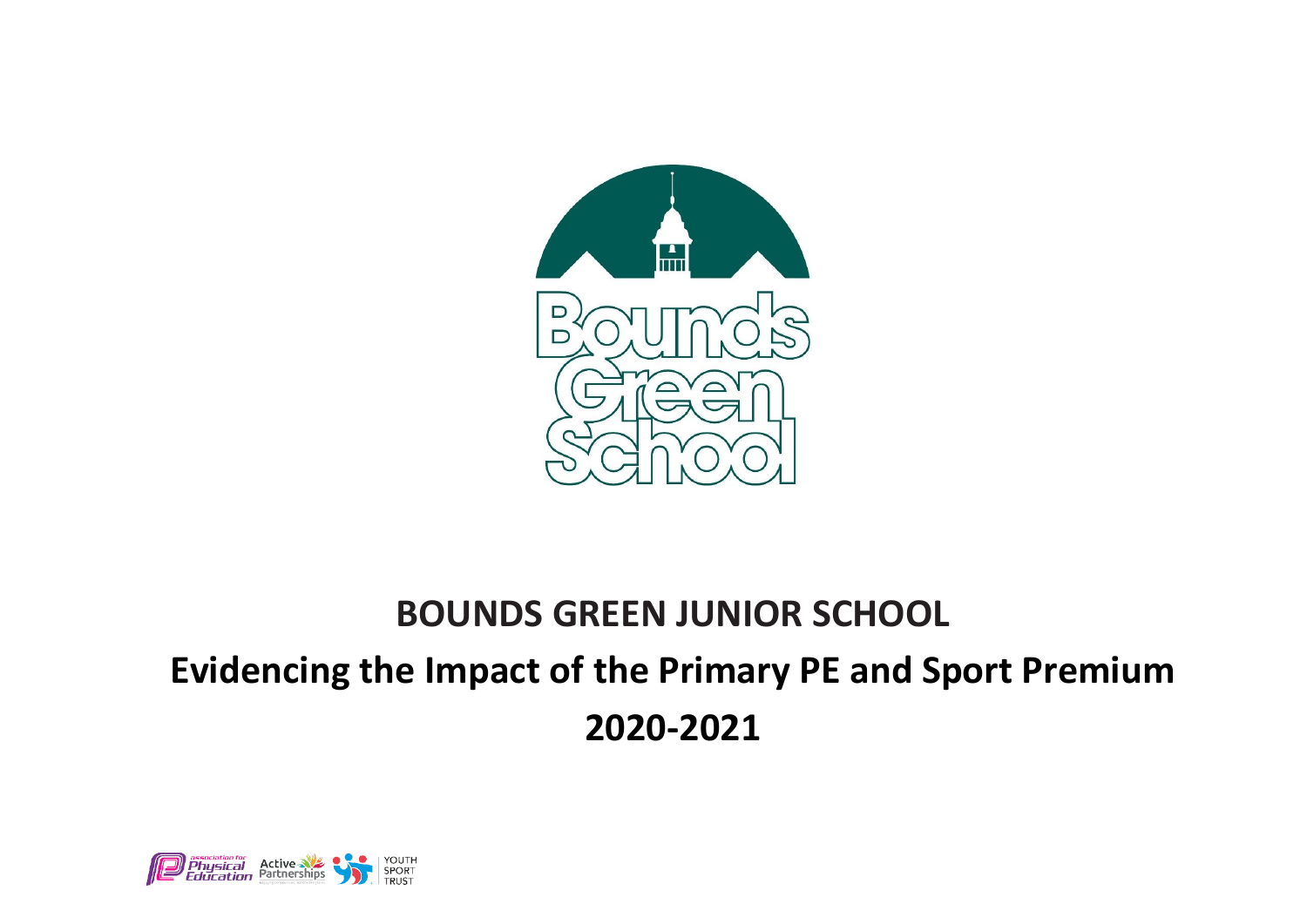# BOUNDS GREEN JUNIOR SCHOOL

## Evidencing the Impact of the Primary PE and Sport Premium

## 2020-2021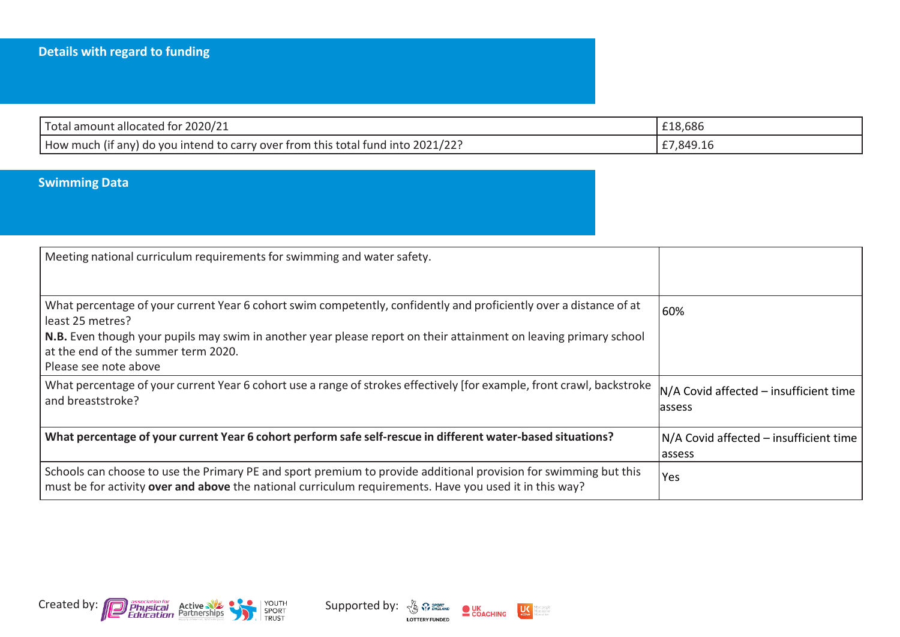## Details with regard to funding

| Total amount allocated for 2020/21 | £18,686 |
|---|---|
| How much (if any) do you intend to carry over from this total fund into 2021/22? | £7,849.16 |

## Swimming Data

| Meeting national curriculum requirements for swimming and water safety. | |
|---|---|
| What percentage of your current Year 6 cohort swim competently, confidently and proficiently over a distance of at least 25 metres?<br>**N.B.** Even though your pupils may swim in another year please report on their attainment on leaving primary school at the end of the summer term 2020.<br>Please see note above | 60% |
| What percentage of your current Year 6 cohort use a range of strokes effectively [for example, front crawl, backstroke and breaststroke? | N/A Covid affected – insufficient time assess |
| **What percentage of your current Year 6 cohort perform safe self-rescue in different water-based situations?** | N/A Covid affected – insufficient time assess |
| Schools can choose to use the Primary PE and sport premium to provide additional provision for swimming but this must be for activity **over and above** the national curriculum requirements. Have you used it in this way? | Yes |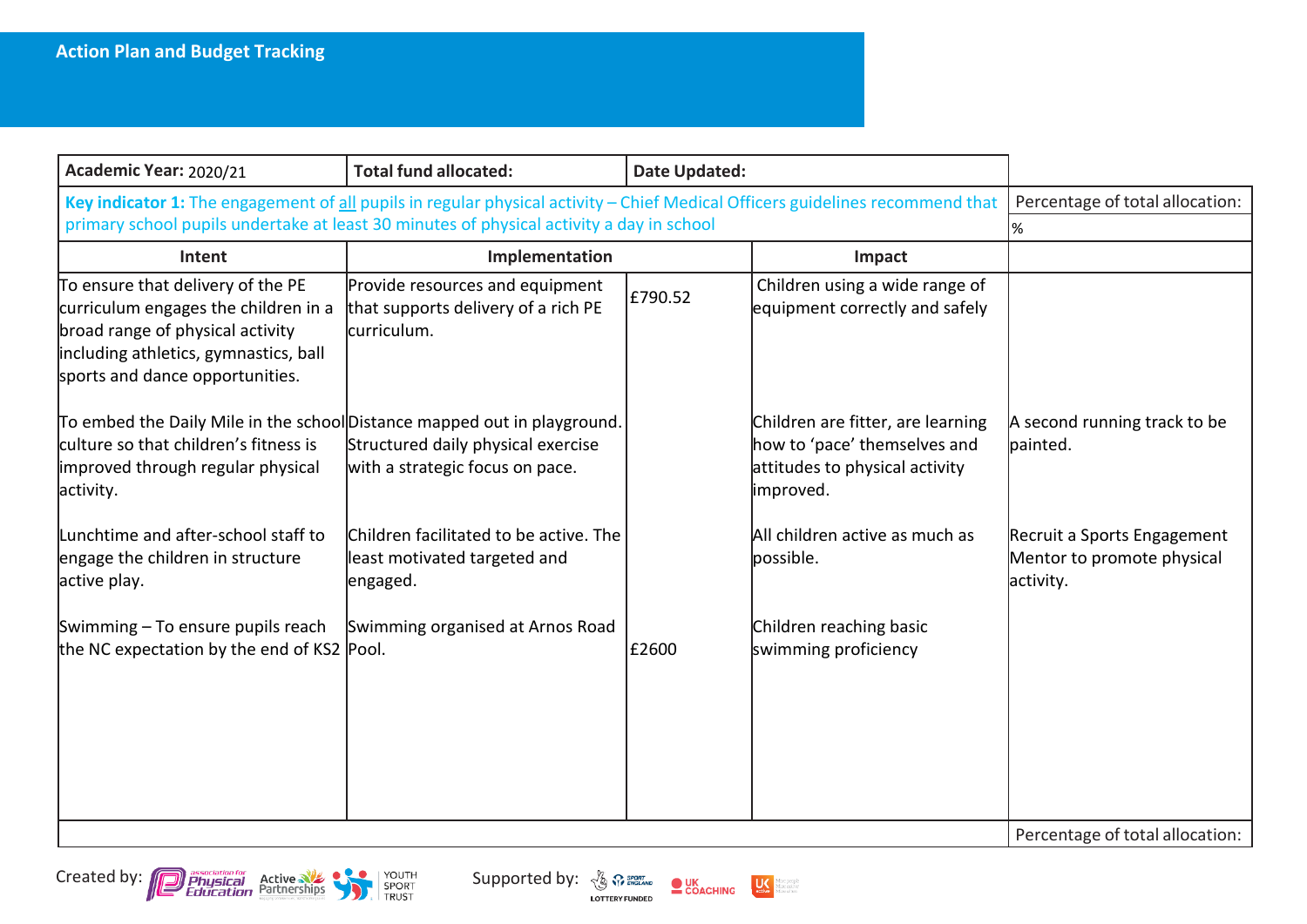## Action Plan and Budget Tracking

| Academic Year: 2020/21 | Total fund allocated: | Date Updated: | | |
|---|---|---|---|---|
| **Key indicator 1:** The engagement of all pupils in regular physical activity – Chief Medical Officers guidelines recommend that primary school pupils undertake at least 30 minutes of physical activity a day in school | | | | Percentage of total allocation: |
| | | | | % |
| **Intent** | **Implementation** | | **Impact** | |
| To ensure that delivery of the PE curriculum engages the children in a broad range of physical activity including athletics, gymnastics, ball sports and dance opportunities. | Provide resources and equipment that supports delivery of a rich PE curriculum. | £790.52 | Children using a wide range of equipment correctly and safely | |
| To embed the Daily Mile in the school culture so that children's fitness is improved through regular physical activity. | Distance mapped out in playground. Structured daily physical exercise with a strategic focus on pace. | | Children are fitter, are learning how to 'pace' themselves and attitudes to physical activity improved. | A second running track to be painted. |
| Lunchtime and after-school staff to engage the children in structure active play. | Children facilitated to be active. The least motivated targeted and engaged. | | All children active as much as possible. | Recruit a Sports Engagement Mentor to promote physical activity. |
| Swimming – To ensure pupils reach the NC expectation by the end of KS2 | Swimming organised at Arnos Road Pool. | £2600 | Children reaching basic swimming proficiency | |
| | | | | Percentage of total allocation: |

Created by: association for Physical Education, Active Partnerships, Youth Sport Trust

Supported by: Sport England (Lottery Funded), UK Coaching, UK Active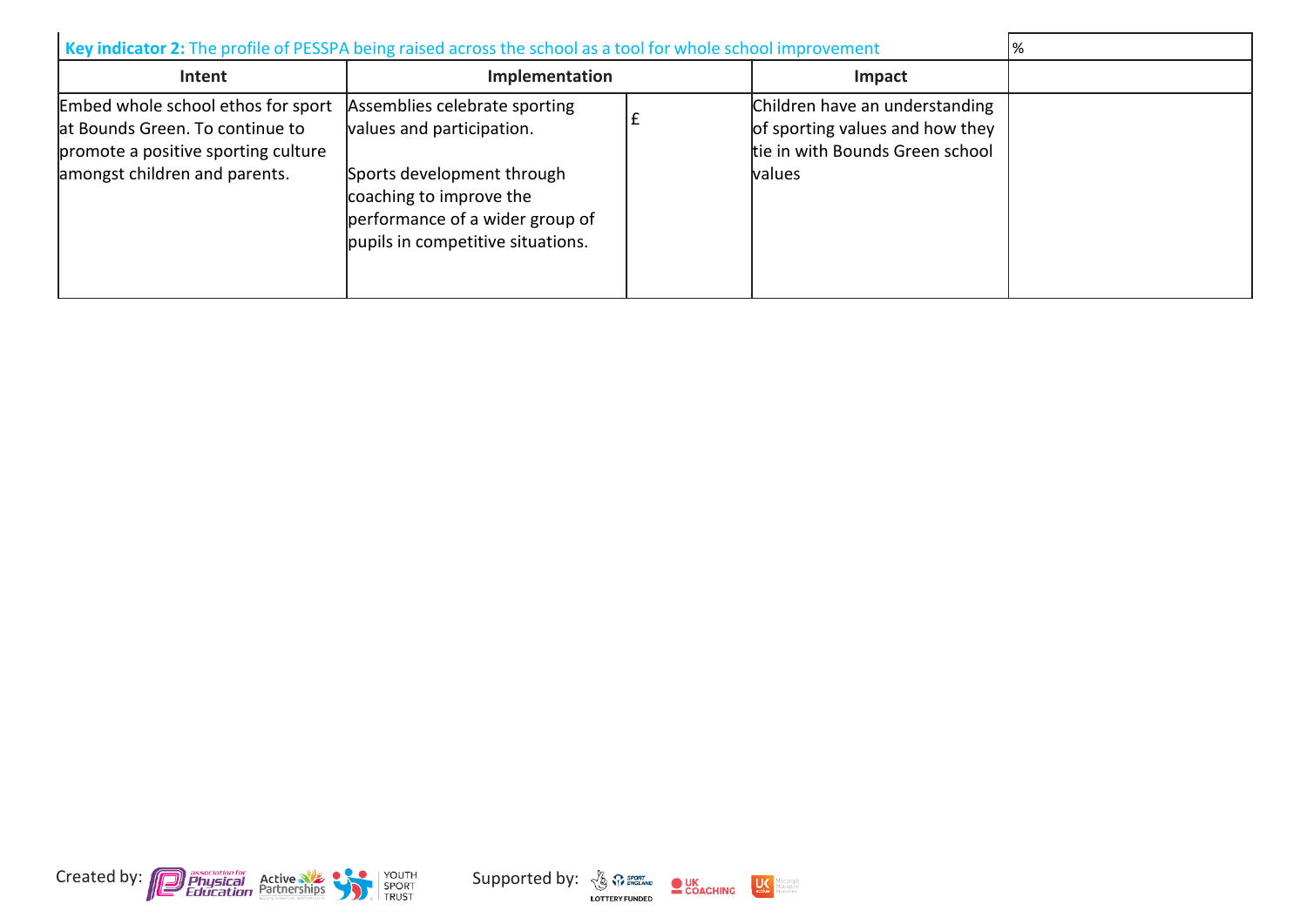| **Key indicator 2:** The profile of PESSPA being raised across the school as a tool for whole school improvement | | | | % |
|---|---|---|---|---|
| **Intent** | **Implementation** | | **Impact** | |
| Embed whole school ethos for sport at Bounds Green. To continue to promote a positive sporting culture amongst children and parents. | Assemblies celebrate sporting values and participation.<br><br>Sports development through coaching to improve the performance of a wider group of pupils in competitive situations. | £ | Children have an understanding of sporting values and how they tie in with Bounds Green school values | |

Created by: Association for Physical Education, Active Partnerships, Youth Sport Trust

Supported by: Sport England, Lottery Funded, UK Coaching, UK Active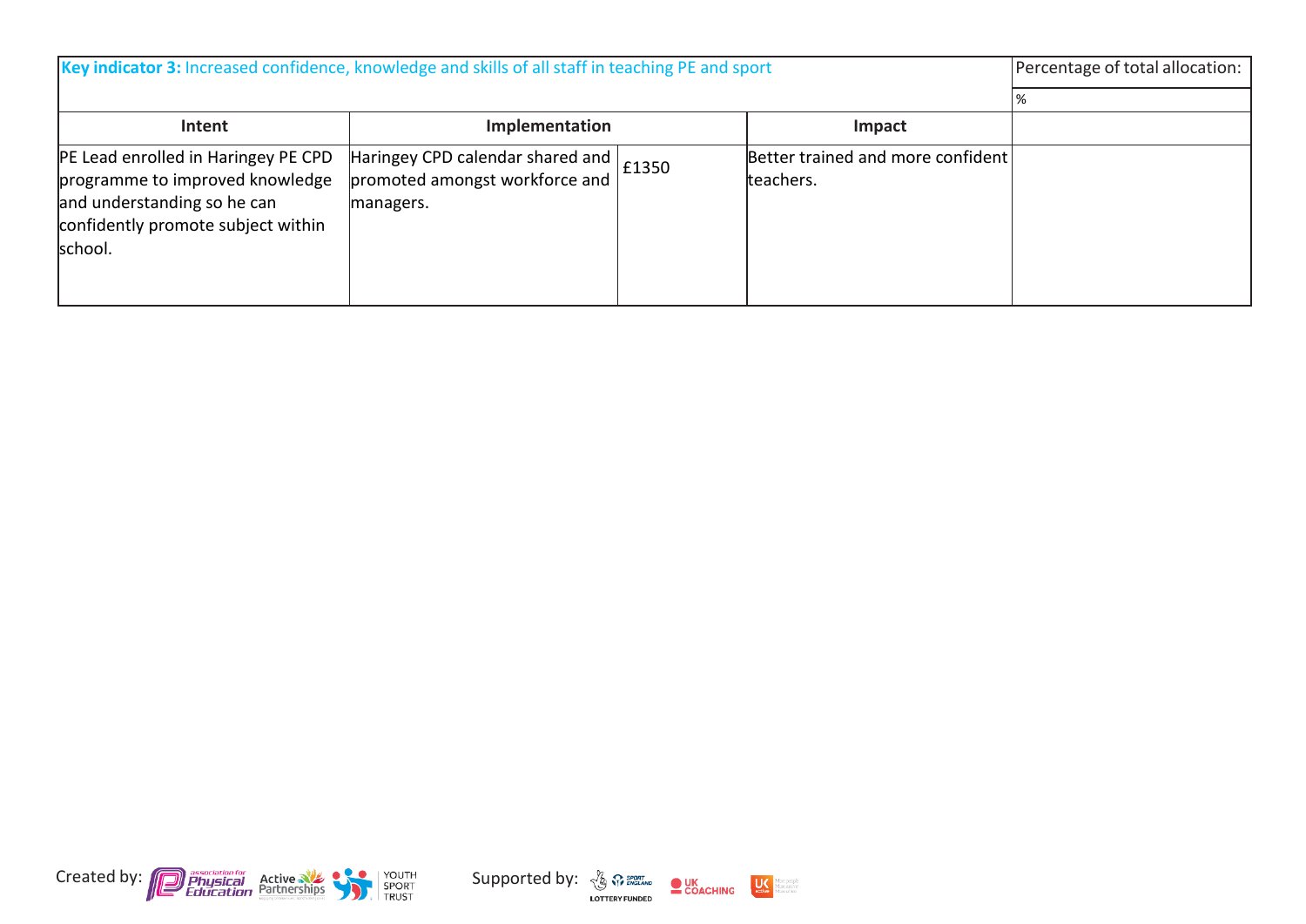| **Key indicator 3:** Increased confidence, knowledge and skills of all staff in teaching PE and sport | | | | Percentage of total allocation: |
|---|---|---|---|---|
| | | | | % |
| Intent | Implementation | | Impact | |
| PE Lead enrolled in Haringey PE CPD programme to improved knowledge and understanding so he can confidently promote subject within school. | Haringey CPD calendar shared and promoted amongst workforce and managers. | £1350 | Better trained and more confident teachers. | |

Created by: association for Physical Education, Active Partnerships, Youth Sport Trust

Supported by: Sport England, Lottery Funded, UK Coaching, UK Active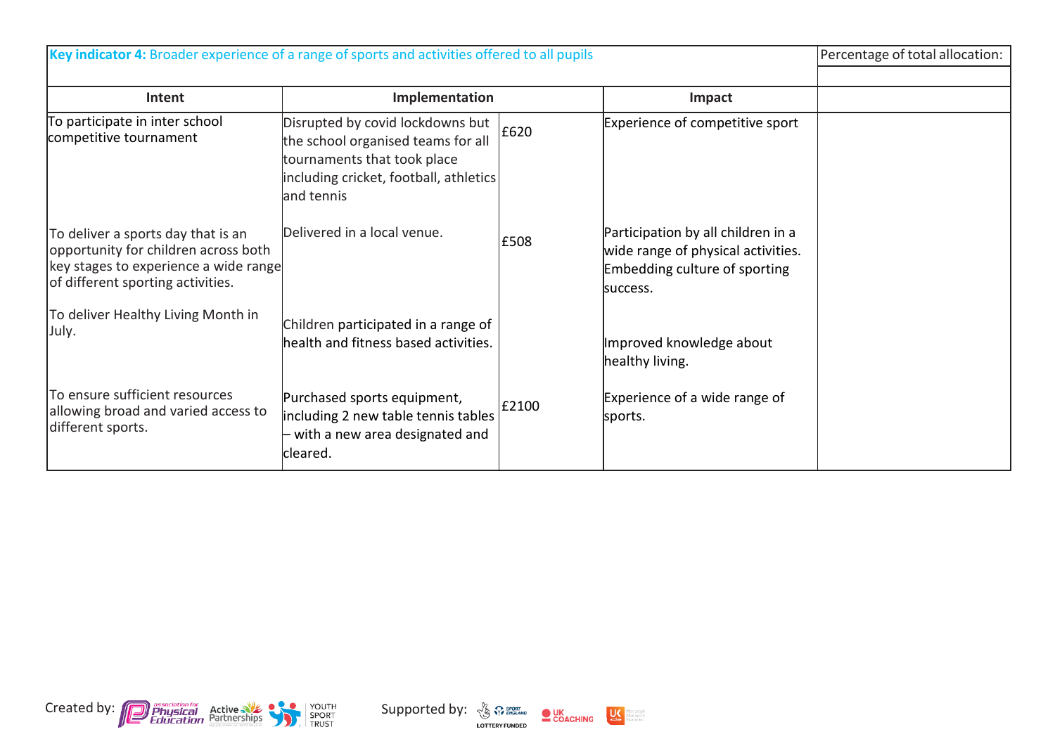| **Key indicator 4:** Broader experience of a range of sports and activities offered to all pupils | | | | Percentage of total allocation: |
|---|---|---|---|---|
| | | | | |
| **Intent** | **Implementation** | | **Impact** | |
| To participate in inter school competitive tournament | Disrupted by covid lockdowns but the school organised teams for all tournaments that took place including cricket, football, athletics and tennis | £620 | Experience of competitive sport | |
| To deliver a sports day that is an opportunity for children across both key stages to experience a wide range of different sporting activities. | Delivered in a local venue. | £508 | Participation by all children in a wide range of physical activities. Embedding culture of sporting success. | |
| To deliver Healthy Living Month in July. | Children participated in a range of health and fitness based activities. | | Improved knowledge about healthy living. | |
| To ensure sufficient resources allowing broad and varied access to different sports. | Purchased sports equipment, including 2 new table tennis tables – with a new area designated and cleared. | £2100 | Experience of a wide range of sports. | |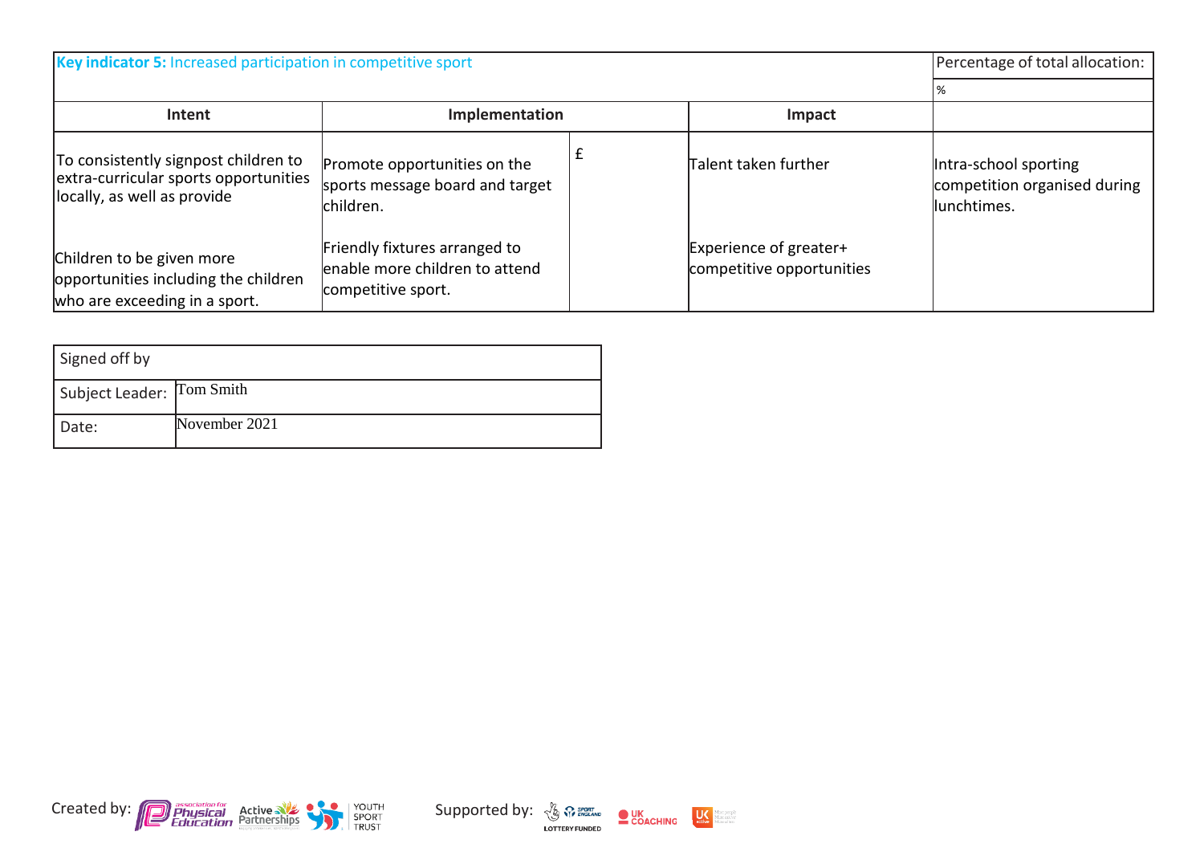| Key indicator 5: Increased participation in competitive sport | | | | Percentage of total allocation: |
|---|---|---|---|---|
| | | | | % |
| **Intent** | **Implementation** | | **Impact** | |
| To consistently signpost children to extra-curricular sports opportunities locally, as well as provide<br><br>Children to be given more opportunities including the children who are exceeding in a sport. | Promote opportunities on the sports message board and target children.<br><br>Friendly fixtures arranged to enable more children to attend competitive sport. | £ | Talent taken further<br><br>Experience of greater+ competitive opportunities | Intra-school sporting competition organised during lunchtimes. |

| Signed off by | |
|---|---|
| Subject Leader: | Tom Smith |
| Date: | November 2021 |

Created by: association for Physical Education, Active Partnerships, Youth Sport Trust

Supported by: Sport England, Lottery Funded, UK Coaching, UK Active